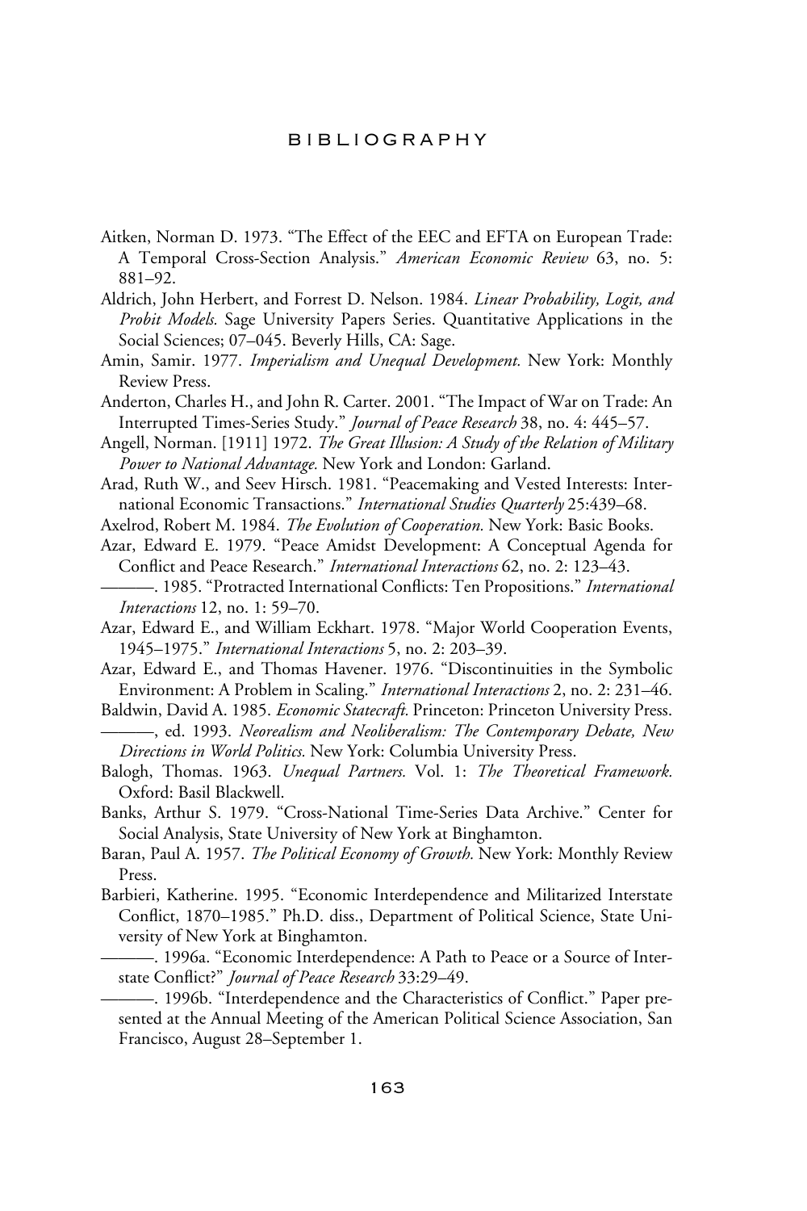# BIBLIOGRAPHY

Aitken, Norman D. 1973. "The Effect of the EEC and EFTA on European Trade: A Temporal Cross-Section Analysis." *American Economic Review* 63, no. 5: 881–92.

Aldrich, John Herbert, and Forrest D. Nelson. 1984. *Linear Probability, Logit, and Probit Models.* Sage University Papers Series. Quantitative Applications in the Social Sciences; 07–045. Beverly Hills, CA: Sage.

Amin, Samir. 1977. *Imperialism and Unequal Development.* New York: Monthly Review Press.

Anderton, Charles H., and John R. Carter. 2001. "The Impact of War on Trade: An Interrupted Times-Series Study." *Journal of Peace Research* 38, no. 4: 445–57.

Angell, Norman. [1911] 1972. *The Great Illusion: A Study of the Relation of Military Power to National Advantage.* New York and London: Garland.

Arad, Ruth W., and Seev Hirsch. 1981. "Peacemaking and Vested Interests: International Economic Transactions." *International Studies Quarterly* 25:439–68.

Axelrod, Robert M. 1984. *The Evolution of Cooperation.* New York: Basic Books.

Azar, Edward E. 1979. "Peace Amidst Development: A Conceptual Agenda for Conflict and Peace Research." *International Interactions* 62, no. 2: 123–43.

———. 1985. "Protracted International Conflicts: Ten Propositions." *International Interactions* 12, no. 1: 59–70.

Azar, Edward E., and William Eckhart. 1978. "Major World Cooperation Events, 1945–1975." *International Interactions* 5, no. 2: 203–39.

Azar, Edward E., and Thomas Havener. 1976. "Discontinuities in the Symbolic Environment: A Problem in Scaling." *International Interactions* 2, no. 2: 231–46.

Baldwin, David A. 1985. *Economic Statecraft.* Princeton: Princeton University Press.

———, ed. 1993. *Neorealism and Neoliberalism: The Contemporary Debate, New Directions in World Politics.* New York: Columbia University Press.

Balogh, Thomas. 1963. *Unequal Partners.* Vol. 1: *The Theoretical Framework.* Oxford: Basil Blackwell.

Banks, Arthur S. 1979. "Cross-National Time-Series Data Archive." Center for Social Analysis, State University of New York at Binghamton.

Baran, Paul A. 1957. *The Political Economy of Growth.* New York: Monthly Review Press.

Barbieri, Katherine. 1995. "Economic Interdependence and Militarized Interstate Conflict, 1870–1985." Ph.D. diss., Department of Political Science, State University of New York at Binghamton.

———. 1996a. "Economic Interdependence: A Path to Peace or a Source of Interstate Conflict?" *Journal of Peace Research* 33:29–49.

———. 1996b. "Interdependence and the Characteristics of Conflict." Paper presented at the Annual Meeting of the American Political Science Association, San Francisco, August 28–September 1.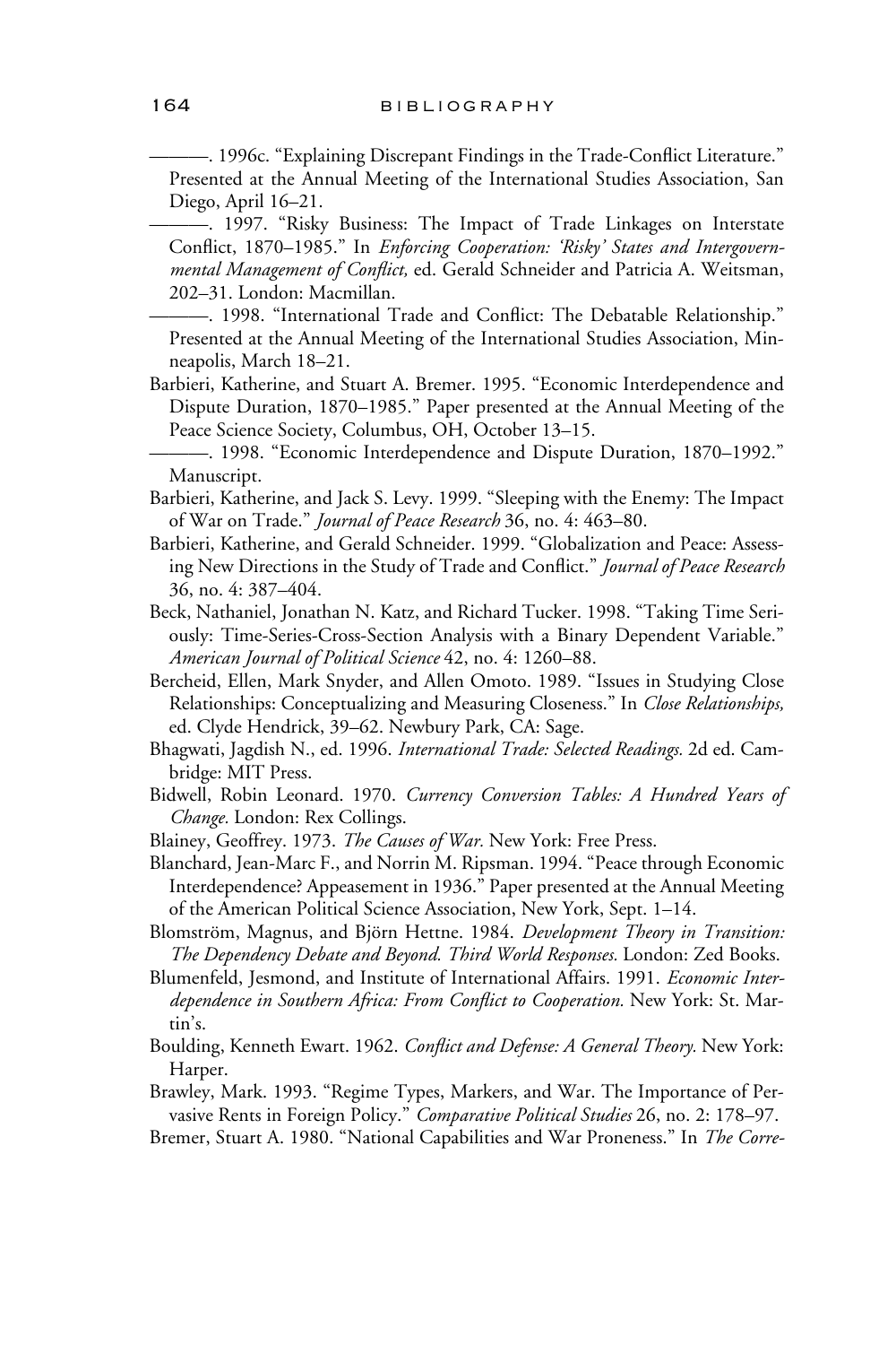———. 1996c. "Explaining Discrepant Findings in the Trade-Conflict Literature." Presented at the Annual Meeting of the International Studies Association, San Diego, April 16–21.

———. 1997. "Risky Business: The Impact of Trade Linkages on Interstate Conflict, 1870–1985." In *Enforcing Cooperation: 'Risky' States and Intergovernmental Management of Conflict,* ed. Gerald Schneider and Patricia A. Weitsman, 202–31. London: Macmillan.

———. 1998. "International Trade and Conflict: The Debatable Relationship." Presented at the Annual Meeting of the International Studies Association, Minneapolis, March 18–21.

Barbieri, Katherine, and Stuart A. Bremer. 1995. "Economic Interdependence and Dispute Duration, 1870–1985." Paper presented at the Annual Meeting of the Peace Science Society, Columbus, OH, October 13–15.

———. 1998. "Economic Interdependence and Dispute Duration, 1870–1992." Manuscript.

Barbieri, Katherine, and Jack S. Levy. 1999. "Sleeping with the Enemy: The Impact of War on Trade." *Journal of Peace Research* 36, no. 4: 463–80.

Barbieri, Katherine, and Gerald Schneider. 1999. "Globalization and Peace: Assessing New Directions in the Study of Trade and Conflict." *Journal of Peace Research* 36, no. 4: 387–404.

Beck, Nathaniel, Jonathan N. Katz, and Richard Tucker. 1998. "Taking Time Seriously: Time-Series-Cross-Section Analysis with a Binary Dependent Variable." *American Journal of Political Science* 42, no. 4: 1260–88.

Bercheid, Ellen, Mark Snyder, and Allen Omoto. 1989. "Issues in Studying Close Relationships: Conceptualizing and Measuring Closeness." In *Close Relationships,* ed. Clyde Hendrick, 39–62. Newbury Park, CA: Sage.

Bhagwati, Jagdish N., ed. 1996. *International Trade: Selected Readings.* 2d ed. Cambridge: MIT Press.

Bidwell, Robin Leonard. 1970. *Currency Conversion Tables: A Hundred Years of Change.* London: Rex Collings.

Blainey, Geoffrey. 1973. *The Causes of War.* New York: Free Press.

Blanchard, Jean-Marc F., and Norrin M. Ripsman. 1994. "Peace through Economic Interdependence? Appeasement in 1936." Paper presented at the Annual Meeting of the American Political Science Association, New York, Sept. 1–14.

Blomström, Magnus, and Björn Hettne. 1984. *Development Theory in Transition: The Dependency Debate and Beyond. Third World Responses.* London: Zed Books.

Blumenfeld, Jesmond, and Institute of International Affairs. 1991. *Economic Interdependence in Southern Africa: From Conflict to Cooperation.* New York: St. Martin's.

Boulding, Kenneth Ewart. 1962. *Conflict and Defense: A General Theory.* New York: Harper.

Brawley, Mark. 1993. "Regime Types, Markers, and War. The Importance of Pervasive Rents in Foreign Policy." *Comparative Political Studies* 26, no. 2: 178–97.

Bremer, Stuart A. 1980. "National Capabilities and War Proneness." In *The Corre-*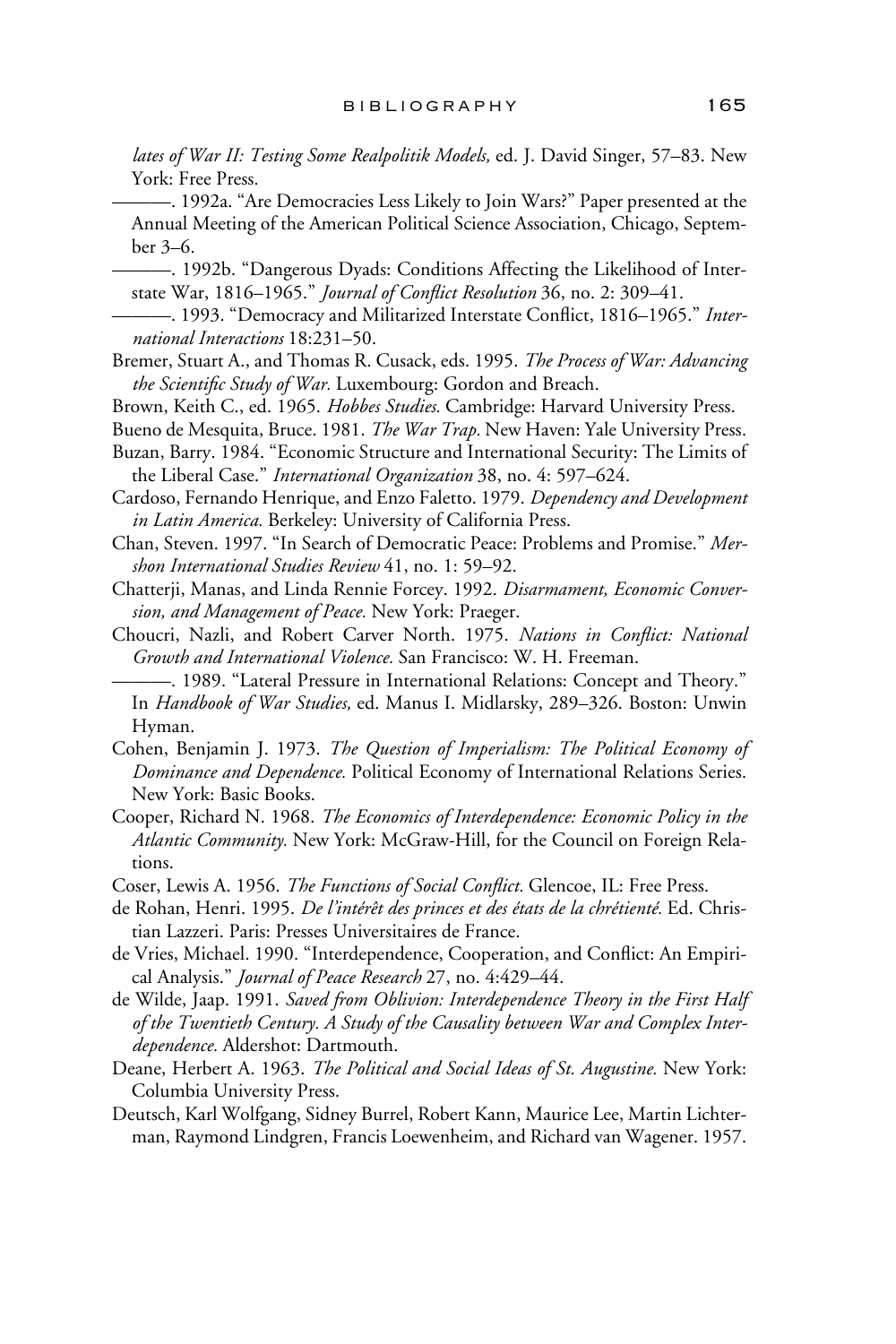*lates of War II: Testing Some Realpolitik Models,* ed. J. David Singer, 57–83. New York: Free Press.

———. 1992a. “Are Democracies Less Likely to Join Wars?” Paper presented at the Annual Meeting of the American Political Science Association, Chicago, September 3–6.

———. 1992b. “Dangerous Dyads: Conditions Affecting the Likelihood of Interstate War, 1816–1965.” *Journal of Conflict Resolution* 36, no. 2: 309–41.

———. 1993. “Democracy and Militarized Interstate Conflict, 1816–1965.” *International Interactions* 18:231–50.

Bremer, Stuart A., and Thomas R. Cusack, eds. 1995. *The Process of War: Advancing the Scientific Study of War.* Luxembourg: Gordon and Breach.

Brown, Keith C., ed. 1965. *Hobbes Studies.* Cambridge: Harvard University Press.

Bueno de Mesquita, Bruce. 1981. *The War Trap.* New Haven: Yale University Press.

Buzan, Barry. 1984. “Economic Structure and International Security: The Limits of the Liberal Case.” *International Organization* 38, no. 4: 597–624.

Cardoso, Fernando Henrique, and Enzo Faletto. 1979. *Dependency and Development in Latin America.* Berkeley: University of California Press.

Chan, Steven. 1997. “In Search of Democratic Peace: Problems and Promise.” *Mershon International Studies Review* 41, no. 1: 59–92.

Chatterji, Manas, and Linda Rennie Forcey. 1992. *Disarmament, Economic Conversion, and Management of Peace.* New York: Praeger.

Choucri, Nazli, and Robert Carver North. 1975. *Nations in Conflict: National Growth and International Violence.* San Francisco: W. H. Freeman.

———. 1989. “Lateral Pressure in International Relations: Concept and Theory.” In *Handbook of War Studies,* ed. Manus I. Midlarsky, 289–326. Boston: Unwin Hyman.

Cohen, Benjamin J. 1973. *The Question of Imperialism: The Political Economy of Dominance and Dependence.* Political Economy of International Relations Series. New York: Basic Books.

Cooper, Richard N. 1968. *The Economics of Interdependence: Economic Policy in the Atlantic Community.* New York: McGraw-Hill, for the Council on Foreign Relations.

Coser, Lewis A. 1956. *The Functions of Social Conflict.* Glencoe, IL: Free Press.

de Rohan, Henri. 1995. *De l'intérêt des princes et des états de la chrétienté.* Ed. Christian Lazzeri. Paris: Presses Universitaires de France.

de Vries, Michael. 1990. “Interdependence, Cooperation, and Conflict: An Empirical Analysis.” *Journal of Peace Research* 27, no. 4:429–44.

de Wilde, Jaap. 1991. *Saved from Oblivion: Interdependence Theory in the First Half of the Twentieth Century. A Study of the Causality between War and Complex Interdependence.* Aldershot: Dartmouth.

Deane, Herbert A. 1963. *The Political and Social Ideas of St. Augustine.* New York: Columbia University Press.

Deutsch, Karl Wolfgang, Sidney Burrel, Robert Kann, Maurice Lee, Martin Lichterman, Raymond Lindgren, Francis Loewenheim, and Richard van Wagener. 1957.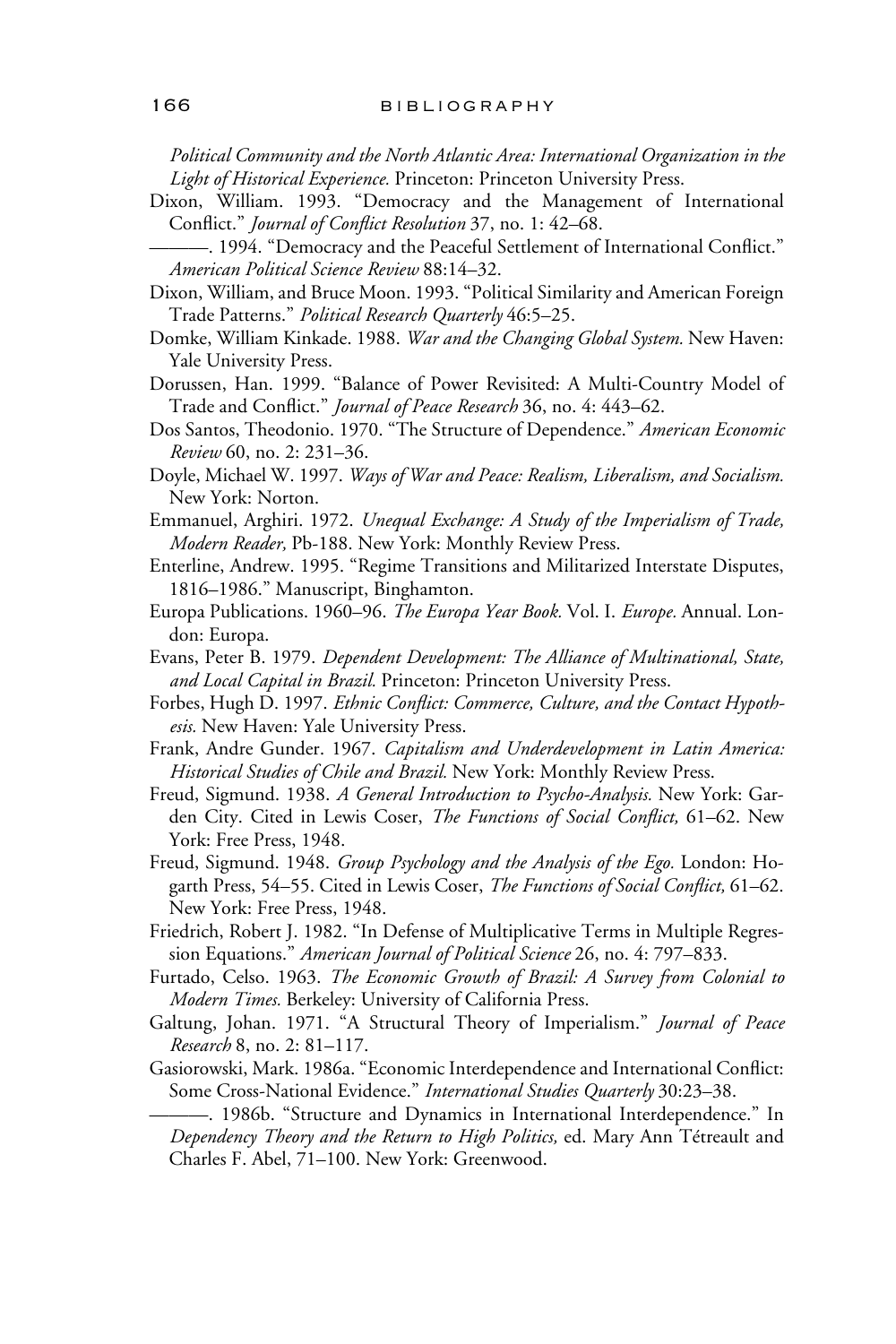*Political Community and the North Atlantic Area: International Organization in the Light of Historical Experience.* Princeton: Princeton University Press.

Dixon, William. 1993. "Democracy and the Management of International Conflict." *Journal of Conflict Resolution* 37, no. 1: 42–68.

———. 1994. "Democracy and the Peaceful Settlement of International Conflict." *American Political Science Review* 88:14–32.

Dixon, William, and Bruce Moon. 1993. "Political Similarity and American Foreign Trade Patterns." *Political Research Quarterly* 46:5–25.

Domke, William Kinkade. 1988. *War and the Changing Global System.* New Haven: Yale University Press.

Dorussen, Han. 1999. "Balance of Power Revisited: A Multi-Country Model of Trade and Conflict." *Journal of Peace Research* 36, no. 4: 443–62.

Dos Santos, Theodonio. 1970. "The Structure of Dependence." *American Economic Review* 60, no. 2: 231–36.

Doyle, Michael W. 1997. *Ways of War and Peace: Realism, Liberalism, and Socialism.* New York: Norton.

Emmanuel, Arghiri. 1972. *Unequal Exchange: A Study of the Imperialism of Trade, Modern Reader,* Pb-188. New York: Monthly Review Press.

Enterline, Andrew. 1995. "Regime Transitions and Militarized Interstate Disputes, 1816–1986." Manuscript, Binghamton.

Europa Publications. 1960–96. *The Europa Year Book.* Vol. I. *Europe.* Annual. London: Europa.

Evans, Peter B. 1979. *Dependent Development: The Alliance of Multinational, State, and Local Capital in Brazil.* Princeton: Princeton University Press.

Forbes, Hugh D. 1997. *Ethnic Conflict: Commerce, Culture, and the Contact Hypothesis.* New Haven: Yale University Press.

Frank, Andre Gunder. 1967. *Capitalism and Underdevelopment in Latin America: Historical Studies of Chile and Brazil.* New York: Monthly Review Press.

Freud, Sigmund. 1938. *A General Introduction to Psycho-Analysis.* New York: Garden City. Cited in Lewis Coser, *The Functions of Social Conflict,* 61–62. New York: Free Press, 1948.

Freud, Sigmund. 1948. *Group Psychology and the Analysis of the Ego.* London: Hogarth Press, 54–55. Cited in Lewis Coser, *The Functions of Social Conflict,* 61–62. New York: Free Press, 1948.

Friedrich, Robert J. 1982. "In Defense of Multiplicative Terms in Multiple Regression Equations." *American Journal of Political Science* 26, no. 4: 797–833.

Furtado, Celso. 1963. *The Economic Growth of Brazil: A Survey from Colonial to Modern Times.* Berkeley: University of California Press.

Galtung, Johan. 1971. "A Structural Theory of Imperialism." *Journal of Peace Research* 8, no. 2: 81–117.

Gasiorowski, Mark. 1986a. "Economic Interdependence and International Conflict: Some Cross-National Evidence." *International Studies Quarterly* 30:23–38.

———. 1986b. "Structure and Dynamics in International Interdependence." In *Dependency Theory and the Return to High Politics,* ed. Mary Ann Tétreault and Charles F. Abel, 71–100. New York: Greenwood.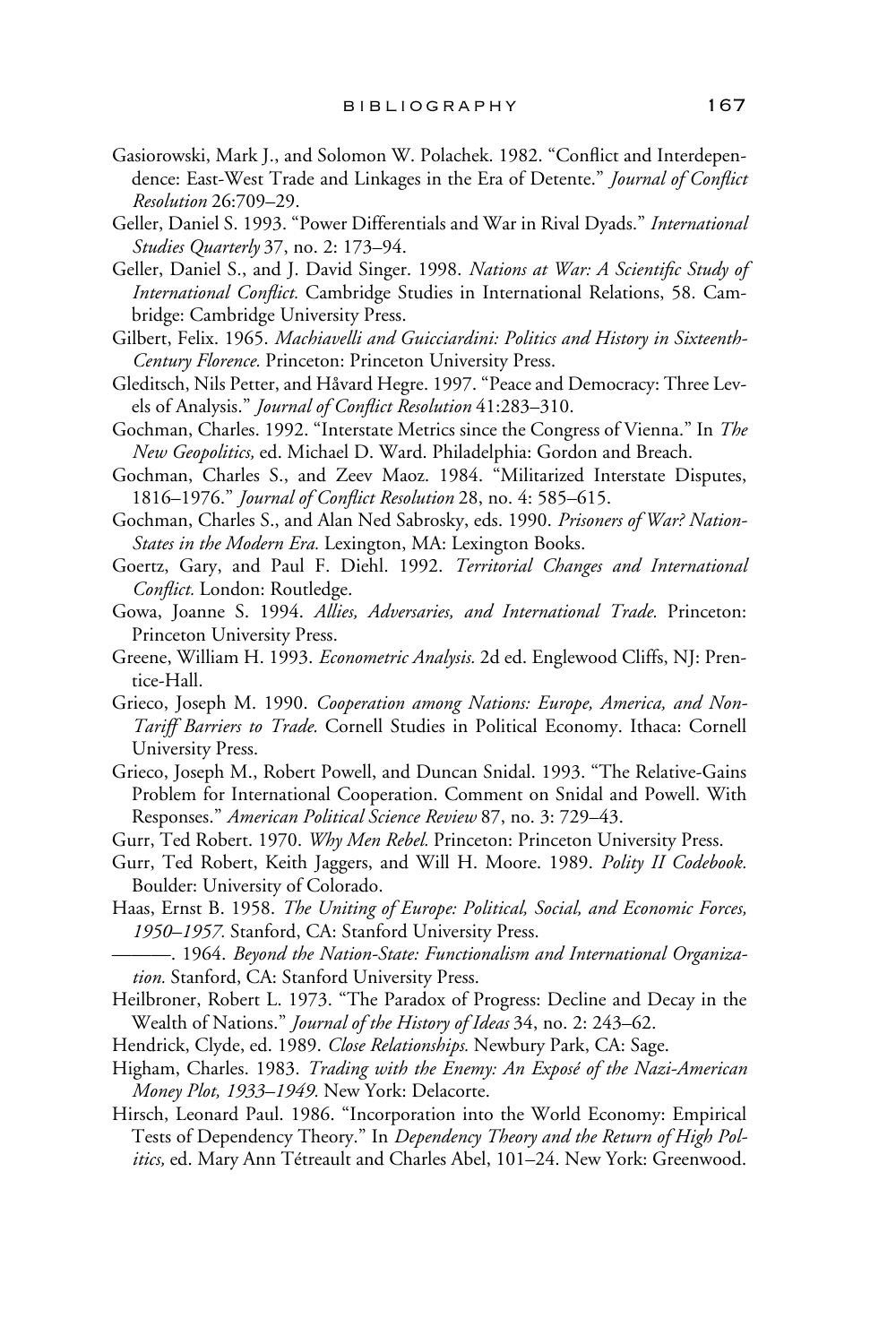Gasiorowski, Mark J., and Solomon W. Polachek. 1982. "Conflict and Interdependence: East-West Trade and Linkages in the Era of Detente." *Journal of Conflict Resolution* 26:709–29.

Geller, Daniel S. 1993. "Power Differentials and War in Rival Dyads." *International Studies Quarterly* 37, no. 2: 173–94.

Geller, Daniel S., and J. David Singer. 1998. *Nations at War: A Scientific Study of International Conflict.* Cambridge Studies in International Relations, 58. Cambridge: Cambridge University Press.

Gilbert, Felix. 1965. *Machiavelli and Guicciardini: Politics and History in Sixteenth-Century Florence.* Princeton: Princeton University Press.

Gleditsch, Nils Petter, and Håvard Hegre. 1997. "Peace and Democracy: Three Levels of Analysis." *Journal of Conflict Resolution* 41:283–310.

Gochman, Charles. 1992. "Interstate Metrics since the Congress of Vienna." In *The New Geopolitics,* ed. Michael D. Ward. Philadelphia: Gordon and Breach.

Gochman, Charles S., and Zeev Maoz. 1984. "Militarized Interstate Disputes, 1816–1976." *Journal of Conflict Resolution* 28, no. 4: 585–615.

Gochman, Charles S., and Alan Ned Sabrosky, eds. 1990. *Prisoners of War? Nation-States in the Modern Era.* Lexington, MA: Lexington Books.

Goertz, Gary, and Paul F. Diehl. 1992. *Territorial Changes and International Conflict.* London: Routledge.

Gowa, Joanne S. 1994. *Allies, Adversaries, and International Trade.* Princeton: Princeton University Press.

Greene, William H. 1993. *Econometric Analysis.* 2d ed. Englewood Cliffs, NJ: Prentice-Hall.

Grieco, Joseph M. 1990. *Cooperation among Nations: Europe, America, and Non-Tariff Barriers to Trade.* Cornell Studies in Political Economy. Ithaca: Cornell University Press.

Grieco, Joseph M., Robert Powell, and Duncan Snidal. 1993. "The Relative-Gains Problem for International Cooperation. Comment on Snidal and Powell. With Responses." *American Political Science Review* 87, no. 3: 729–43.

Gurr, Ted Robert. 1970. *Why Men Rebel.* Princeton: Princeton University Press.

Gurr, Ted Robert, Keith Jaggers, and Will H. Moore. 1989. *Polity II Codebook.* Boulder: University of Colorado.

Haas, Ernst B. 1958. *The Uniting of Europe: Political, Social, and Economic Forces, 1950–1957.* Stanford, CA: Stanford University Press.

———. 1964. *Beyond the Nation-State: Functionalism and International Organization.* Stanford, CA: Stanford University Press.

Heilbroner, Robert L. 1973. "The Paradox of Progress: Decline and Decay in the Wealth of Nations." *Journal of the History of Ideas* 34, no. 2: 243–62.

Hendrick, Clyde, ed. 1989. *Close Relationships.* Newbury Park, CA: Sage.

Higham, Charles. 1983. *Trading with the Enemy: An Exposé of the Nazi-American Money Plot, 1933–1949.* New York: Delacorte.

Hirsch, Leonard Paul. 1986. "Incorporation into the World Economy: Empirical Tests of Dependency Theory." In *Dependency Theory and the Return of High Politics,* ed. Mary Ann Tétreault and Charles Abel, 101–24. New York: Greenwood.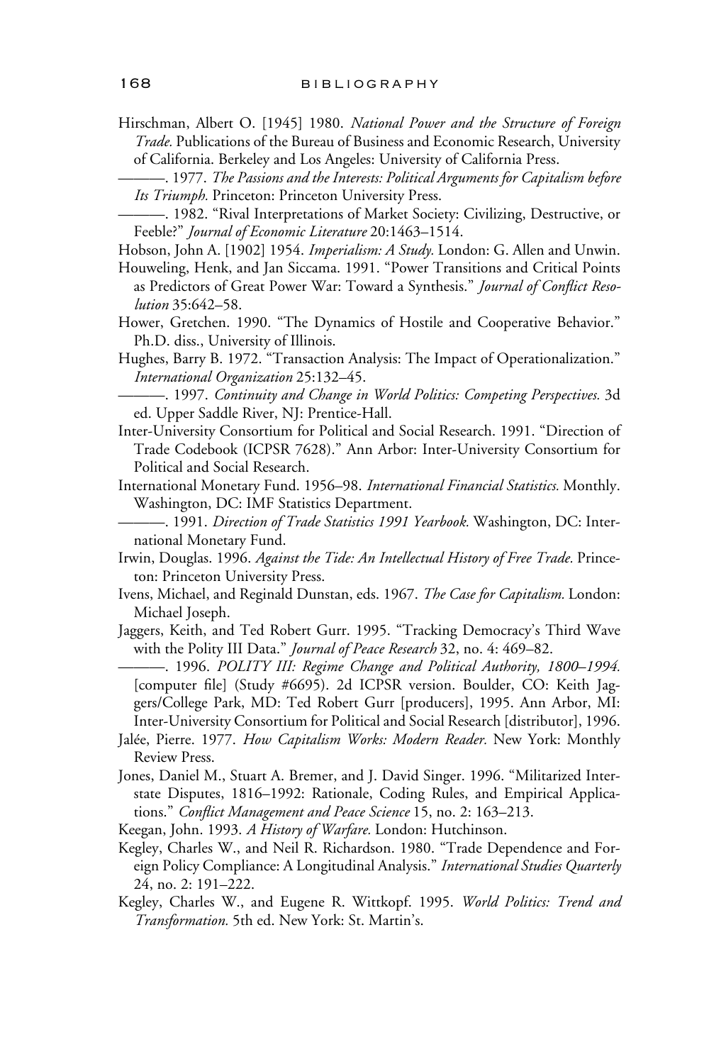Hirschman, Albert O. [1945] 1980. *National Power and the Structure of Foreign Trade.* Publications of the Bureau of Business and Economic Research, University of California. Berkeley and Los Angeles: University of California Press.

———. 1977. *The Passions and the Interests: Political Arguments for Capitalism before Its Triumph.* Princeton: Princeton University Press.

———. 1982. "Rival Interpretations of Market Society: Civilizing, Destructive, or Feeble?" *Journal of Economic Literature* 20:1463–1514.

Hobson, John A. [1902] 1954. *Imperialism: A Study.* London: G. Allen and Unwin.

Houweling, Henk, and Jan Siccama. 1991. "Power Transitions and Critical Points as Predictors of Great Power War: Toward a Synthesis." *Journal of Conflict Resolution* 35:642–58.

Hower, Gretchen. 1990. "The Dynamics of Hostile and Cooperative Behavior." Ph.D. diss., University of Illinois.

Hughes, Barry B. 1972. "Transaction Analysis: The Impact of Operationalization." *International Organization* 25:132–45.

———. 1997. *Continuity and Change in World Politics: Competing Perspectives.* 3d ed. Upper Saddle River, NJ: Prentice-Hall.

Inter-University Consortium for Political and Social Research. 1991. "Direction of Trade Codebook (ICPSR 7628)." Ann Arbor: Inter-University Consortium for Political and Social Research.

International Monetary Fund. 1956–98. *International Financial Statistics.* Monthly. Washington, DC: IMF Statistics Department.

———. 1991. *Direction of Trade Statistics 1991 Yearbook.* Washington, DC: International Monetary Fund.

Irwin, Douglas. 1996. *Against the Tide: An Intellectual History of Free Trade.* Princeton: Princeton University Press.

Ivens, Michael, and Reginald Dunstan, eds. 1967. *The Case for Capitalism.* London: Michael Joseph.

Jaggers, Keith, and Ted Robert Gurr. 1995. "Tracking Democracy's Third Wave with the Polity III Data." *Journal of Peace Research* 32, no. 4: 469–82.

———. 1996. *POLITY III: Regime Change and Political Authority, 1800–1994.* [computer file] (Study #6695). 2d ICPSR version. Boulder, CO: Keith Jaggers/College Park, MD: Ted Robert Gurr [producers], 1995. Ann Arbor, MI: Inter-University Consortium for Political and Social Research [distributor], 1996.

Jalée, Pierre. 1977. *How Capitalism Works: Modern Reader.* New York: Monthly Review Press.

Jones, Daniel M., Stuart A. Bremer, and J. David Singer. 1996. "Militarized Interstate Disputes, 1816–1992: Rationale, Coding Rules, and Empirical Applications." *Conflict Management and Peace Science* 15, no. 2: 163–213.

Keegan, John. 1993. *A History of Warfare.* London: Hutchinson.

Kegley, Charles W., and Neil R. Richardson. 1980. "Trade Dependence and Foreign Policy Compliance: A Longitudinal Analysis." *International Studies Quarterly* 24, no. 2: 191–222.

Kegley, Charles W., and Eugene R. Wittkopf. 1995. *World Politics: Trend and Transformation.* 5th ed. New York: St. Martin's.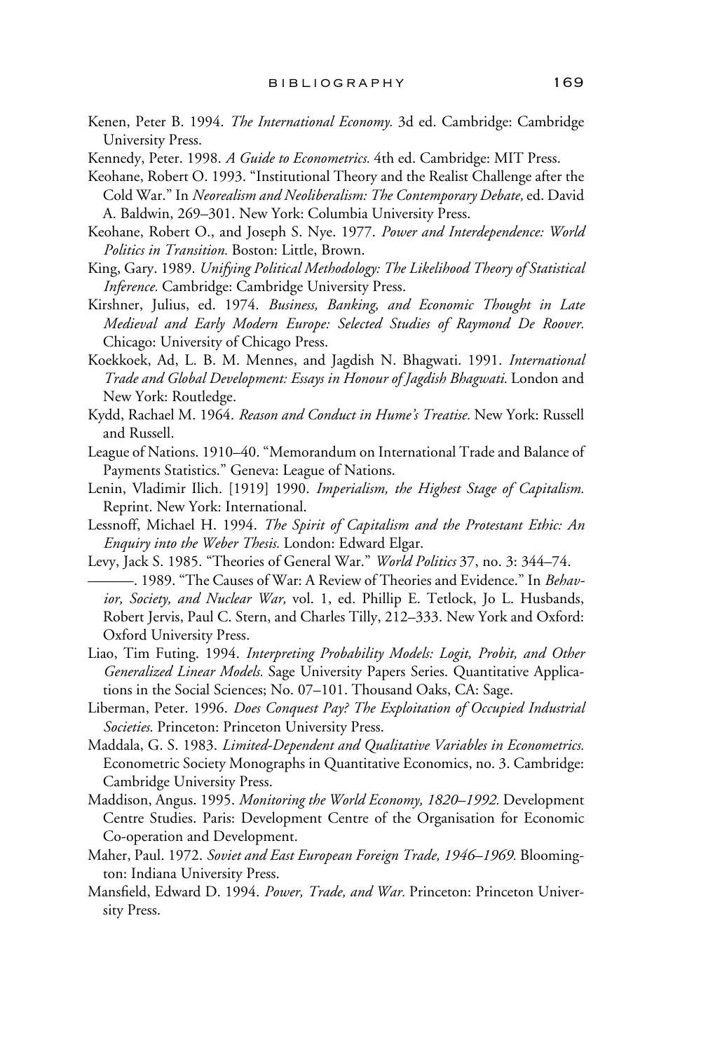Kenen, Peter B. 1994. *The International Economy.* 3d ed. Cambridge: Cambridge University Press.

Kennedy, Peter. 1998. *A Guide to Econometrics.* 4th ed. Cambridge: MIT Press.

Keohane, Robert O. 1993. "Institutional Theory and the Realist Challenge after the Cold War." In *Neorealism and Neoliberalism: The Contemporary Debate,* ed. David A. Baldwin, 269–301. New York: Columbia University Press.

Keohane, Robert O., and Joseph S. Nye. 1977. *Power and Interdependence: World Politics in Transition.* Boston: Little, Brown.

King, Gary. 1989. *Unifying Political Methodology: The Likelihood Theory of Statistical Inference.* Cambridge: Cambridge University Press.

Kirshner, Julius, ed. 1974. *Business, Banking, and Economic Thought in Late Medieval and Early Modern Europe: Selected Studies of Raymond De Roover.* Chicago: University of Chicago Press.

Koekkoek, Ad, L. B. M. Mennes, and Jagdish N. Bhagwati. 1991. *International Trade and Global Development: Essays in Honour of Jagdish Bhagwati.* London and New York: Routledge.

Kydd, Rachael M. 1964. *Reason and Conduct in Hume's Treatise.* New York: Russell and Russell.

League of Nations. 1910–40. "Memorandum on International Trade and Balance of Payments Statistics." Geneva: League of Nations.

Lenin, Vladimir Ilich. [1919] 1990. *Imperialism, the Highest Stage of Capitalism.* Reprint. New York: International.

Lessnoff, Michael H. 1994. *The Spirit of Capitalism and the Protestant Ethic: An Enquiry into the Weber Thesis.* London: Edward Elgar.

Levy, Jack S. 1985. "Theories of General War." *World Politics* 37, no. 3: 344–74.

———. 1989. "The Causes of War: A Review of Theories and Evidence." In *Behavior, Society, and Nuclear War,* vol. 1, ed. Phillip E. Tetlock, Jo L. Husbands, Robert Jervis, Paul C. Stern, and Charles Tilly, 212–333. New York and Oxford: Oxford University Press.

Liao, Tim Futing. 1994. *Interpreting Probability Models: Logit, Probit, and Other Generalized Linear Models.* Sage University Papers Series. Quantitative Applications in the Social Sciences; No. 07–101. Thousand Oaks, CA: Sage.

Liberman, Peter. 1996. *Does Conquest Pay? The Exploitation of Occupied Industrial Societies.* Princeton: Princeton University Press.

Maddala, G. S. 1983. *Limited-Dependent and Qualitative Variables in Econometrics.* Econometric Society Monographs in Quantitative Economics, no. 3. Cambridge: Cambridge University Press.

Maddison, Angus. 1995. *Monitoring the World Economy, 1820–1992.* Development Centre Studies. Paris: Development Centre of the Organisation for Economic Co-operation and Development.

Maher, Paul. 1972. *Soviet and East European Foreign Trade, 1946–1969.* Bloomington: Indiana University Press.

Mansfield, Edward D. 1994. *Power, Trade, and War.* Princeton: Princeton University Press.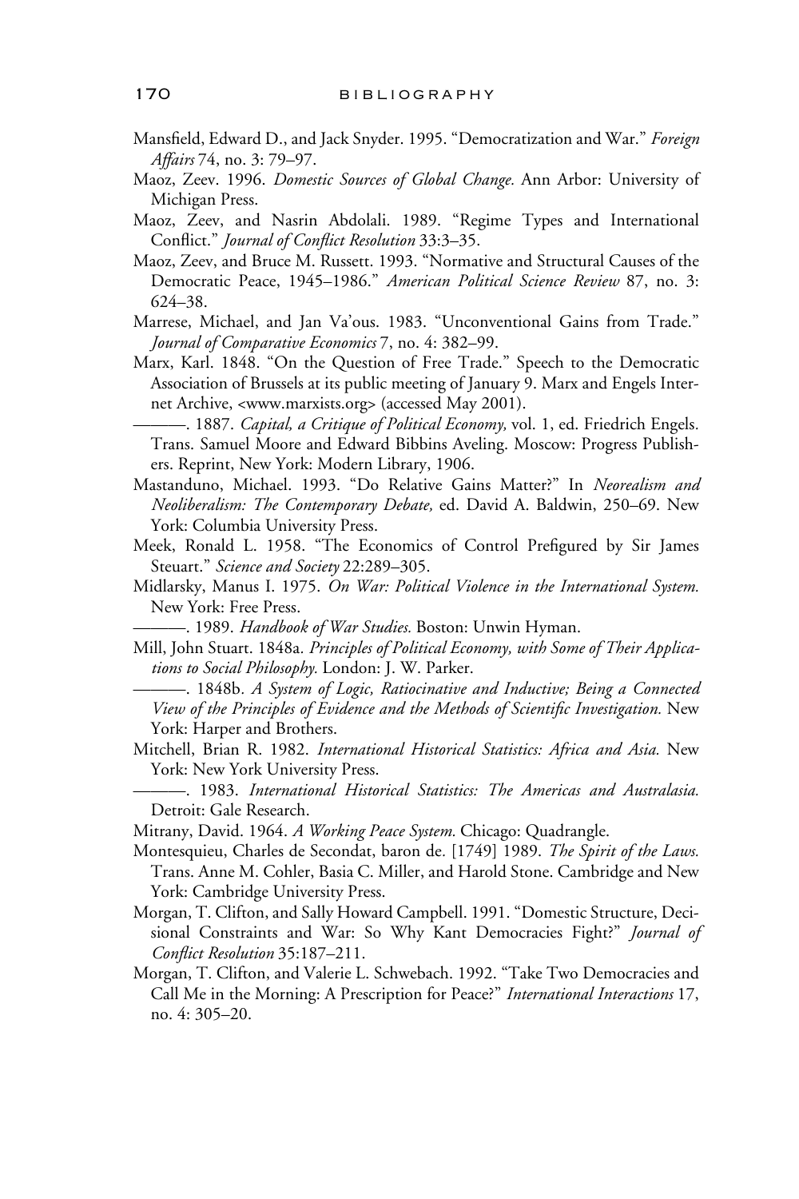Mansfield, Edward D., and Jack Snyder. 1995. "Democratization and War." *Foreign Affairs* 74, no. 3: 79–97.

Maoz, Zeev. 1996. *Domestic Sources of Global Change.* Ann Arbor: University of Michigan Press.

Maoz, Zeev, and Nasrin Abdolali. 1989. "Regime Types and International Conflict." *Journal of Conflict Resolution* 33:3–35.

Maoz, Zeev, and Bruce M. Russett. 1993. "Normative and Structural Causes of the Democratic Peace, 1945–1986." *American Political Science Review* 87, no. 3: 624–38.

Marrese, Michael, and Jan Va'ous. 1983. "Unconventional Gains from Trade." *Journal of Comparative Economics* 7, no. 4: 382–99.

Marx, Karl. 1848. "On the Question of Free Trade." Speech to the Democratic Association of Brussels at its public meeting of January 9. Marx and Engels Internet Archive, <www.marxists.org> (accessed May 2001).

———. 1887. *Capital, a Critique of Political Economy,* vol. 1, ed. Friedrich Engels. Trans. Samuel Moore and Edward Bibbins Aveling. Moscow: Progress Publishers. Reprint, New York: Modern Library, 1906.

Mastanduno, Michael. 1993. "Do Relative Gains Matter?" In *Neorealism and Neoliberalism: The Contemporary Debate,* ed. David A. Baldwin, 250–69. New York: Columbia University Press.

Meek, Ronald L. 1958. "The Economics of Control Prefigured by Sir James Steuart." *Science and Society* 22:289–305.

Midlarsky, Manus I. 1975. *On War: Political Violence in the International System.* New York: Free Press.

———. 1989. *Handbook of War Studies.* Boston: Unwin Hyman.

Mill, John Stuart. 1848a. *Principles of Political Economy, with Some of Their Applications to Social Philosophy.* London: J. W. Parker.

———. 1848b. *A System of Logic, Ratiocinative and Inductive; Being a Connected View of the Principles of Evidence and the Methods of Scientific Investigation.* New York: Harper and Brothers.

Mitchell, Brian R. 1982. *International Historical Statistics: Africa and Asia.* New York: New York University Press.

———. 1983. *International Historical Statistics: The Americas and Australasia.* Detroit: Gale Research.

Mitrany, David. 1964. *A Working Peace System.* Chicago: Quadrangle.

Montesquieu, Charles de Secondat, baron de. [1749] 1989. *The Spirit of the Laws.* Trans. Anne M. Cohler, Basia C. Miller, and Harold Stone. Cambridge and New York: Cambridge University Press.

Morgan, T. Clifton, and Sally Howard Campbell. 1991. "Domestic Structure, Decisional Constraints and War: So Why Kant Democracies Fight?" *Journal of Conflict Resolution* 35:187–211.

Morgan, T. Clifton, and Valerie L. Schwebach. 1992. "Take Two Democracies and Call Me in the Morning: A Prescription for Peace?" *International Interactions* 17, no. 4: 305–20.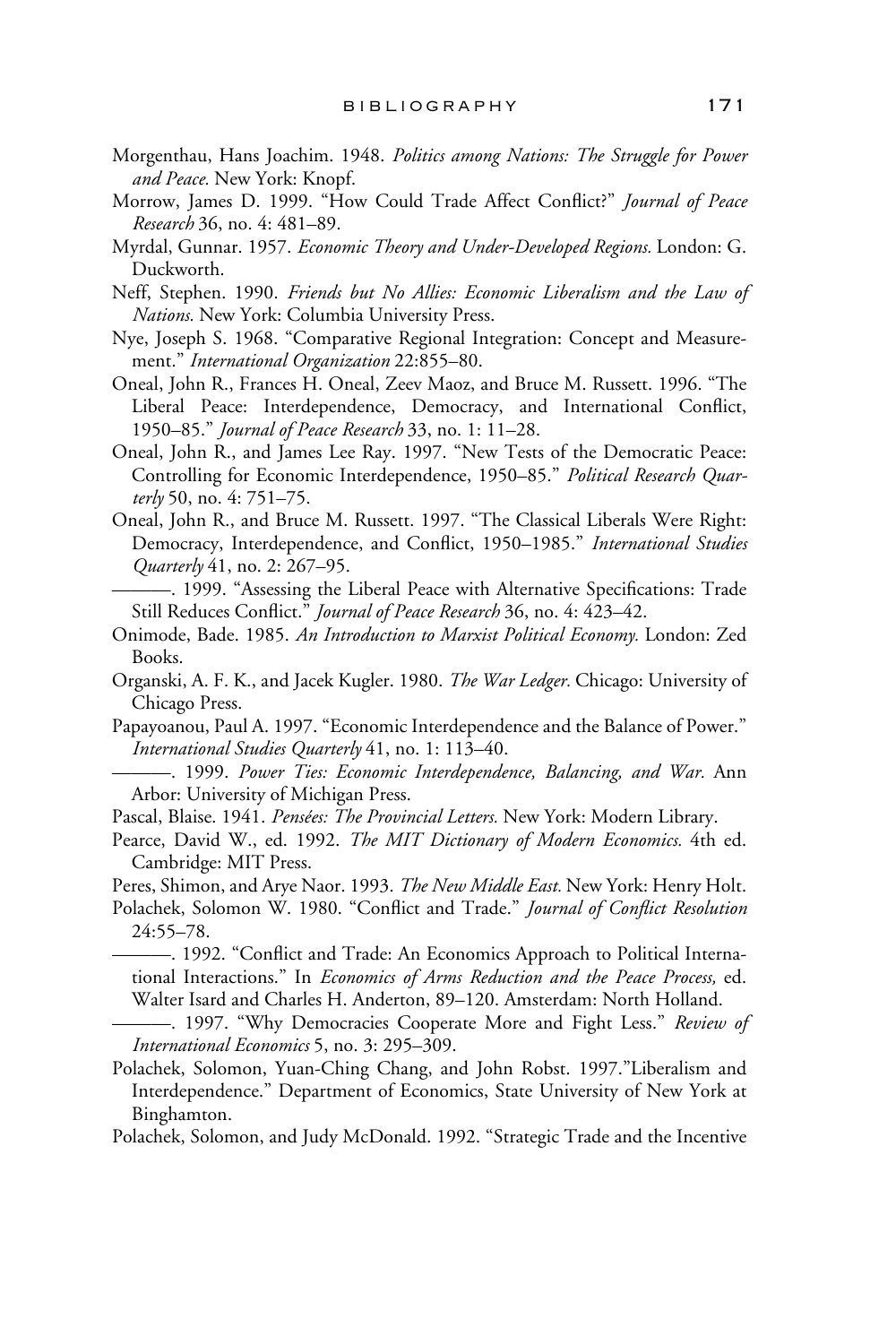Morgenthau, Hans Joachim. 1948. *Politics among Nations: The Struggle for Power and Peace.* New York: Knopf.

Morrow, James D. 1999. "How Could Trade Affect Conflict?" *Journal of Peace Research* 36, no. 4: 481–89.

Myrdal, Gunnar. 1957. *Economic Theory and Under-Developed Regions.* London: G. Duckworth.

Neff, Stephen. 1990. *Friends but No Allies: Economic Liberalism and the Law of Nations.* New York: Columbia University Press.

Nye, Joseph S. 1968. "Comparative Regional Integration: Concept and Measurement." *International Organization* 22:855–80.

Oneal, John R., Frances H. Oneal, Zeev Maoz, and Bruce M. Russett. 1996. "The Liberal Peace: Interdependence, Democracy, and International Conflict, 1950–85." *Journal of Peace Research* 33, no. 1: 11–28.

Oneal, John R., and James Lee Ray. 1997. "New Tests of the Democratic Peace: Controlling for Economic Interdependence, 1950–85." *Political Research Quarterly* 50, no. 4: 751–75.

Oneal, John R., and Bruce M. Russett. 1997. "The Classical Liberals Were Right: Democracy, Interdependence, and Conflict, 1950–1985." *International Studies Quarterly* 41, no. 2: 267–95.

———. 1999. "Assessing the Liberal Peace with Alternative Specifications: Trade Still Reduces Conflict." *Journal of Peace Research* 36, no. 4: 423–42.

Onimode, Bade. 1985. *An Introduction to Marxist Political Economy.* London: Zed Books.

Organski, A. F. K., and Jacek Kugler. 1980. *The War Ledger.* Chicago: University of Chicago Press.

Papayoanou, Paul A. 1997. "Economic Interdependence and the Balance of Power." *International Studies Quarterly* 41, no. 1: 113–40.

———. 1999. *Power Ties: Economic Interdependence, Balancing, and War.* Ann Arbor: University of Michigan Press.

Pascal, Blaise. 1941. *Pensées: The Provincial Letters.* New York: Modern Library.

Pearce, David W., ed. 1992. *The MIT Dictionary of Modern Economics.* 4th ed. Cambridge: MIT Press.

Peres, Shimon, and Arye Naor. 1993. *The New Middle East.* New York: Henry Holt.

Polachek, Solomon W. 1980. "Conflict and Trade." *Journal of Conflict Resolution* 24:55–78.

———. 1992. "Conflict and Trade: An Economics Approach to Political International Interactions." In *Economics of Arms Reduction and the Peace Process,* ed. Walter Isard and Charles H. Anderton, 89–120. Amsterdam: North Holland.

———. 1997. "Why Democracies Cooperate More and Fight Less." *Review of International Economics* 5, no. 3: 295–309.

Polachek, Solomon, Yuan-Ching Chang, and John Robst. 1997."Liberalism and Interdependence." Department of Economics, State University of New York at Binghamton.

Polachek, Solomon, and Judy McDonald. 1992. "Strategic Trade and the Incentive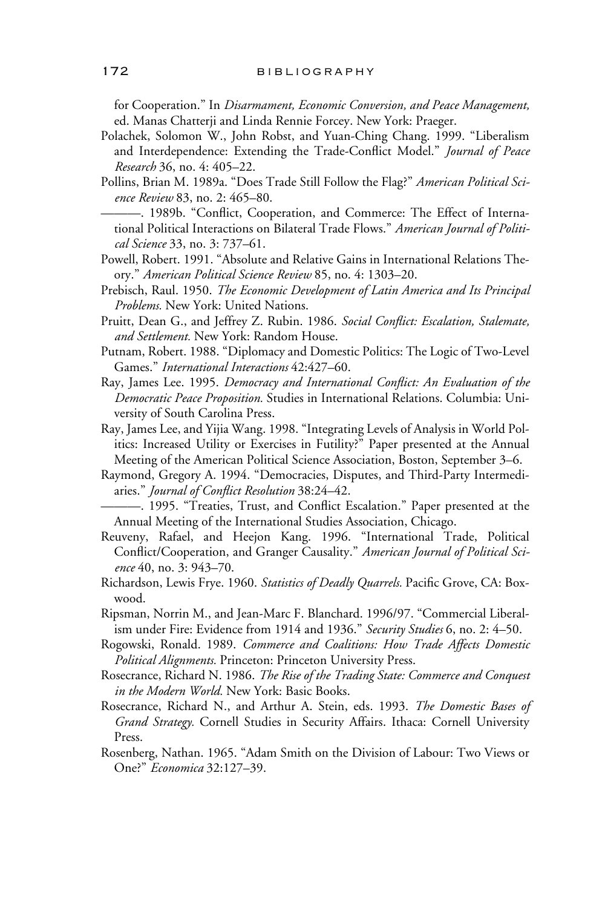for Cooperation." In *Disarmament, Economic Conversion, and Peace Management,* ed. Manas Chatterji and Linda Rennie Forcey. New York: Praeger.

Polachek, Solomon W., John Robst, and Yuan-Ching Chang. 1999. "Liberalism and Interdependence: Extending the Trade-Conflict Model." *Journal of Peace Research* 36, no. 4: 405–22.

Pollins, Brian M. 1989a. "Does Trade Still Follow the Flag?" *American Political Science Review* 83, no. 2: 465–80.

———. 1989b. "Conflict, Cooperation, and Commerce: The Effect of International Political Interactions on Bilateral Trade Flows." *American Journal of Political Science* 33, no. 3: 737–61.

Powell, Robert. 1991. "Absolute and Relative Gains in International Relations Theory." *American Political Science Review* 85, no. 4: 1303–20.

Prebisch, Raul. 1950. *The Economic Development of Latin America and Its Principal Problems.* New York: United Nations.

Pruitt, Dean G., and Jeffrey Z. Rubin. 1986. *Social Conflict: Escalation, Stalemate, and Settlement.* New York: Random House.

Putnam, Robert. 1988. "Diplomacy and Domestic Politics: The Logic of Two-Level Games." *International Interactions* 42:427–60.

Ray, James Lee. 1995. *Democracy and International Conflict: An Evaluation of the Democratic Peace Proposition.* Studies in International Relations. Columbia: University of South Carolina Press.

Ray, James Lee, and Yijia Wang. 1998. "Integrating Levels of Analysis in World Politics: Increased Utility or Exercises in Futility?" Paper presented at the Annual Meeting of the American Political Science Association, Boston, September 3–6.

Raymond, Gregory A. 1994. "Democracies, Disputes, and Third-Party Intermediaries." *Journal of Conflict Resolution* 38:24–42.

———. 1995. "Treaties, Trust, and Conflict Escalation." Paper presented at the Annual Meeting of the International Studies Association, Chicago.

Reuveny, Rafael, and Heejon Kang. 1996. "International Trade, Political Conflict/Cooperation, and Granger Causality." *American Journal of Political Science* 40, no. 3: 943–70.

Richardson, Lewis Frye. 1960. *Statistics of Deadly Quarrels.* Pacific Grove, CA: Boxwood.

Ripsman, Norrin M., and Jean-Marc F. Blanchard. 1996/97. "Commercial Liberalism under Fire: Evidence from 1914 and 1936." *Security Studies* 6, no. 2: 4–50.

Rogowski, Ronald. 1989. *Commerce and Coalitions: How Trade Affects Domestic Political Alignments.* Princeton: Princeton University Press.

Rosecrance, Richard N. 1986. *The Rise of the Trading State: Commerce and Conquest in the Modern World.* New York: Basic Books.

Rosecrance, Richard N., and Arthur A. Stein, eds. 1993. *The Domestic Bases of Grand Strategy.* Cornell Studies in Security Affairs. Ithaca: Cornell University Press.

Rosenberg, Nathan. 1965. "Adam Smith on the Division of Labour: Two Views or One?" *Economica* 32:127–39.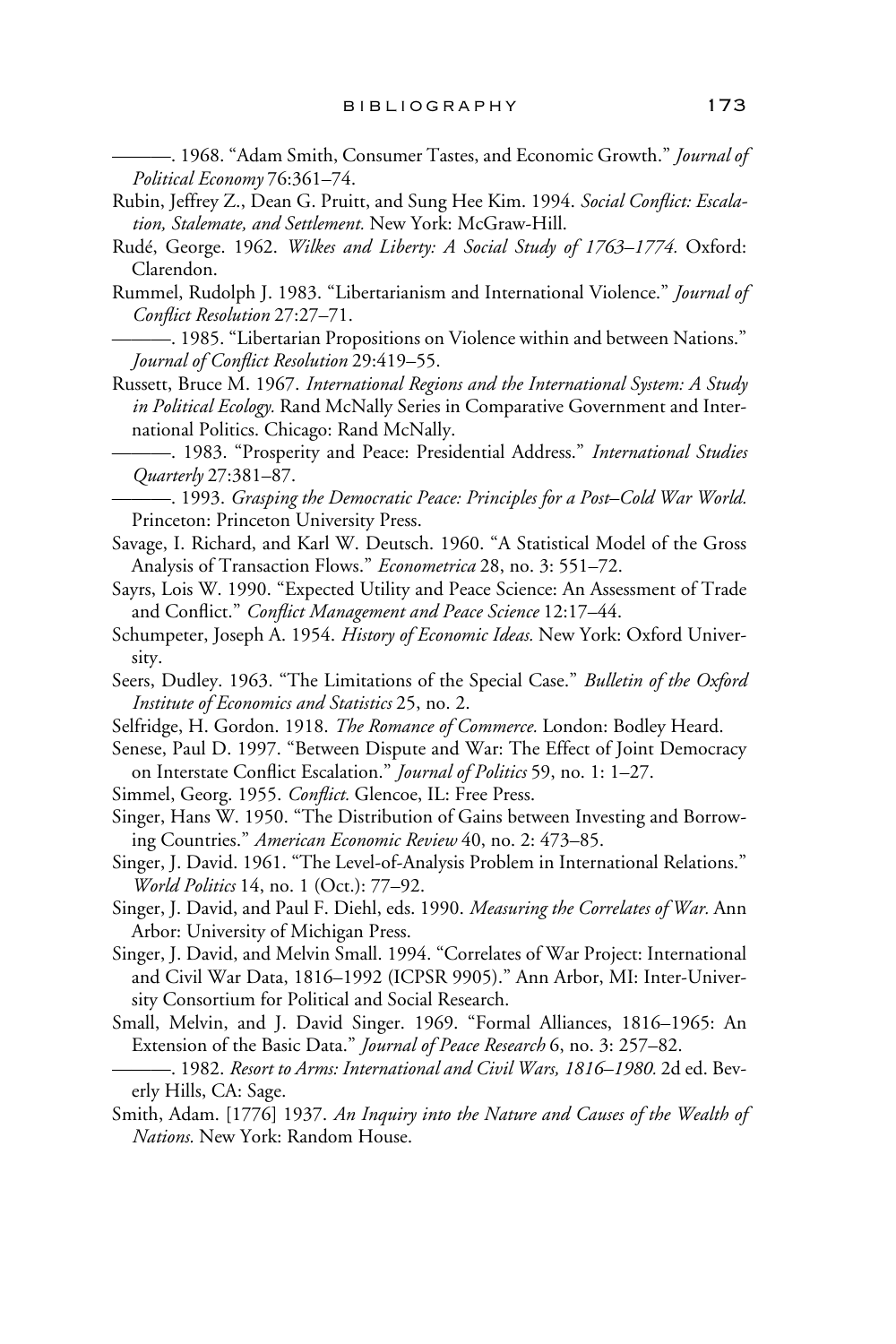———. 1968. "Adam Smith, Consumer Tastes, and Economic Growth." *Journal of Political Economy* 76:361–74.

Rubin, Jeffrey Z., Dean G. Pruitt, and Sung Hee Kim. 1994. *Social Conflict: Escalation, Stalemate, and Settlement.* New York: McGraw-Hill.

Rudé, George. 1962. *Wilkes and Liberty: A Social Study of 1763–1774.* Oxford: Clarendon.

Rummel, Rudolph J. 1983. "Libertarianism and International Violence." *Journal of Conflict Resolution* 27:27–71.

———. 1985. "Libertarian Propositions on Violence within and between Nations." *Journal of Conflict Resolution* 29:419–55.

Russett, Bruce M. 1967. *International Regions and the International System: A Study in Political Ecology.* Rand McNally Series in Comparative Government and International Politics. Chicago: Rand McNally.

———. 1983. "Prosperity and Peace: Presidential Address." *International Studies Quarterly* 27:381–87.

———. 1993. *Grasping the Democratic Peace: Principles for a Post–Cold War World.* Princeton: Princeton University Press.

Savage, I. Richard, and Karl W. Deutsch. 1960. "A Statistical Model of the Gross Analysis of Transaction Flows." *Econometrica* 28, no. 3: 551–72.

Sayrs, Lois W. 1990. "Expected Utility and Peace Science: An Assessment of Trade and Conflict." *Conflict Management and Peace Science* 12:17–44.

Schumpeter, Joseph A. 1954. *History of Economic Ideas.* New York: Oxford University.

Seers, Dudley. 1963. "The Limitations of the Special Case." *Bulletin of the Oxford Institute of Economics and Statistics* 25, no. 2.

Selfridge, H. Gordon. 1918. *The Romance of Commerce.* London: Bodley Heard.

Senese, Paul D. 1997. "Between Dispute and War: The Effect of Joint Democracy on Interstate Conflict Escalation." *Journal of Politics* 59, no. 1: 1–27.

Simmel, Georg. 1955. *Conflict.* Glencoe, IL: Free Press.

Singer, Hans W. 1950. "The Distribution of Gains between Investing and Borrowing Countries." *American Economic Review* 40, no. 2: 473–85.

Singer, J. David. 1961. "The Level-of-Analysis Problem in International Relations." *World Politics* 14, no. 1 (Oct.): 77–92.

Singer, J. David, and Paul F. Diehl, eds. 1990. *Measuring the Correlates of War.* Ann Arbor: University of Michigan Press.

Singer, J. David, and Melvin Small. 1994. "Correlates of War Project: International and Civil War Data, 1816–1992 (ICPSR 9905)." Ann Arbor, MI: Inter-University Consortium for Political and Social Research.

Small, Melvin, and J. David Singer. 1969. "Formal Alliances, 1816–1965: An Extension of the Basic Data." *Journal of Peace Research* 6, no. 3: 257–82.

———. 1982. *Resort to Arms: International and Civil Wars, 1816–1980.* 2d ed. Beverly Hills, CA: Sage.

Smith, Adam. [1776] 1937. *An Inquiry into the Nature and Causes of the Wealth of Nations.* New York: Random House.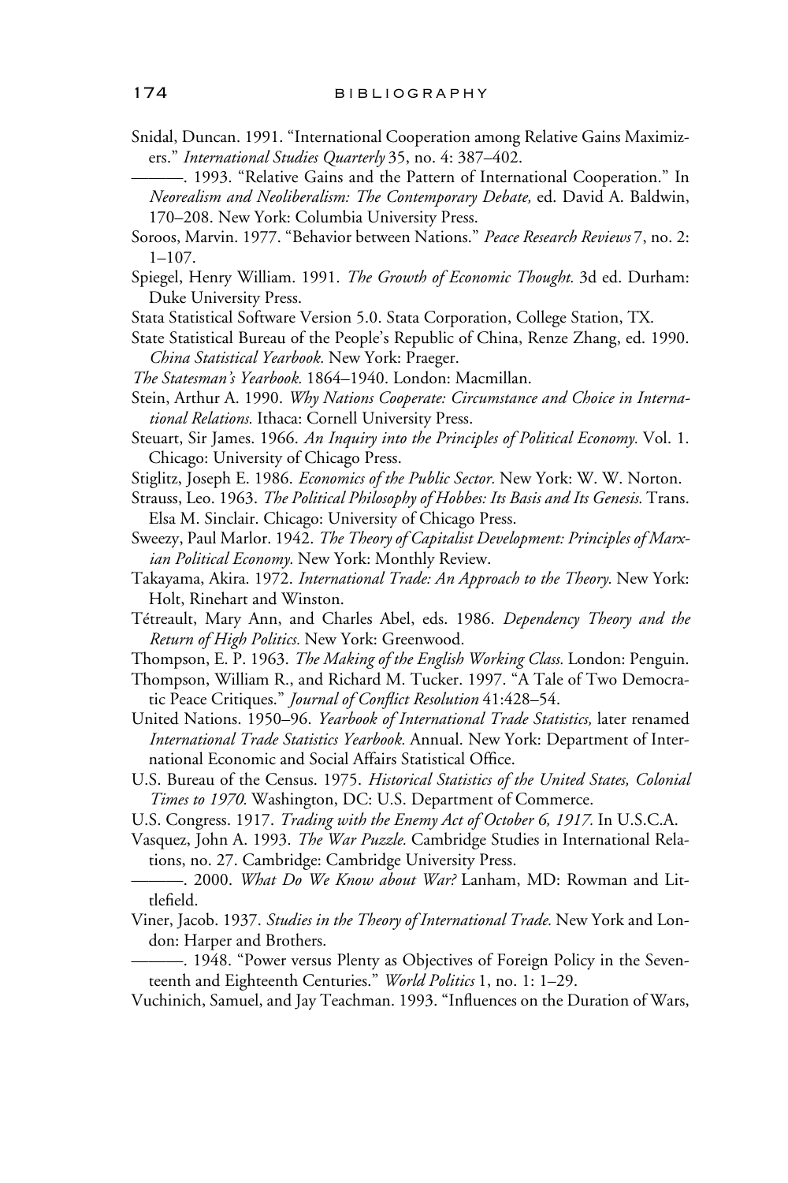Snidal, Duncan. 1991. "International Cooperation among Relative Gains Maximizers." *International Studies Quarterly* 35, no. 4: 387–402.

———. 1993. "Relative Gains and the Pattern of International Cooperation." In *Neorealism and Neoliberalism: The Contemporary Debate,* ed. David A. Baldwin, 170–208. New York: Columbia University Press.

Soroos, Marvin. 1977. "Behavior between Nations." *Peace Research Reviews* 7, no. 2: 1–107.

Spiegel, Henry William. 1991. *The Growth of Economic Thought.* 3d ed. Durham: Duke University Press.

Stata Statistical Software Version 5.0. Stata Corporation, College Station, TX.

State Statistical Bureau of the People's Republic of China, Renze Zhang, ed. 1990. *China Statistical Yearbook.* New York: Praeger.

*The Statesman's Yearbook.* 1864–1940. London: Macmillan.

Stein, Arthur A. 1990. *Why Nations Cooperate: Circumstance and Choice in International Relations.* Ithaca: Cornell University Press.

Steuart, Sir James. 1966. *An Inquiry into the Principles of Political Economy.* Vol. 1. Chicago: University of Chicago Press.

Stiglitz, Joseph E. 1986. *Economics of the Public Sector.* New York: W. W. Norton.

Strauss, Leo. 1963. *The Political Philosophy of Hobbes: Its Basis and Its Genesis.* Trans. Elsa M. Sinclair. Chicago: University of Chicago Press.

Sweezy, Paul Marlor. 1942. *The Theory of Capitalist Development: Principles of Marxian Political Economy.* New York: Monthly Review.

Takayama, Akira. 1972. *International Trade: An Approach to the Theory.* New York: Holt, Rinehart and Winston.

Tétreault, Mary Ann, and Charles Abel, eds. 1986. *Dependency Theory and the Return of High Politics.* New York: Greenwood.

Thompson, E. P. 1963. *The Making of the English Working Class.* London: Penguin.

Thompson, William R., and Richard M. Tucker. 1997. "A Tale of Two Democratic Peace Critiques." *Journal of Conflict Resolution* 41:428–54.

United Nations. 1950–96. *Yearbook of International Trade Statistics,* later renamed *International Trade Statistics Yearbook.* Annual. New York: Department of International Economic and Social Affairs Statistical Office.

U.S. Bureau of the Census. 1975. *Historical Statistics of the United States, Colonial Times to 1970.* Washington, DC: U.S. Department of Commerce.

U.S. Congress. 1917. *Trading with the Enemy Act of October 6, 1917.* In U.S.C.A.

Vasquez, John A. 1993. *The War Puzzle.* Cambridge Studies in International Relations, no. 27. Cambridge: Cambridge University Press.

———. 2000. *What Do We Know about War?* Lanham, MD: Rowman and Littlefield.

Viner, Jacob. 1937. *Studies in the Theory of International Trade.* New York and London: Harper and Brothers.

———. 1948. "Power versus Plenty as Objectives of Foreign Policy in the Seventeenth and Eighteenth Centuries." *World Politics* 1, no. 1: 1–29.

Vuchinich, Samuel, and Jay Teachman. 1993. "Influences on the Duration of Wars,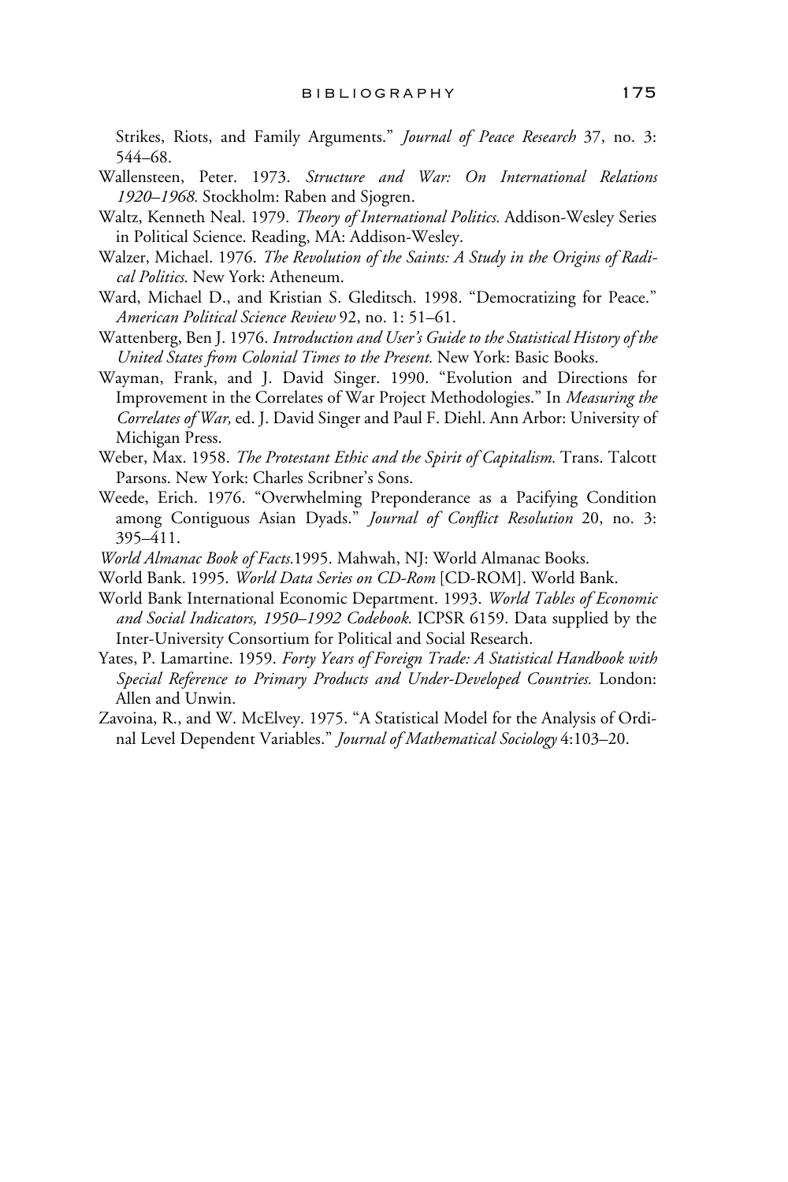Strikes, Riots, and Family Arguments." *Journal of Peace Research* 37, no. 3: 544–68.

Wallensteen, Peter. 1973. *Structure and War: On International Relations 1920–1968.* Stockholm: Raben and Sjogren.

Waltz, Kenneth Neal. 1979. *Theory of International Politics.* Addison-Wesley Series in Political Science. Reading, MA: Addison-Wesley.

Walzer, Michael. 1976. *The Revolution of the Saints: A Study in the Origins of Radical Politics.* New York: Atheneum.

Ward, Michael D., and Kristian S. Gleditsch. 1998. "Democratizing for Peace." *American Political Science Review* 92, no. 1: 51–61.

Wattenberg, Ben J. 1976. *Introduction and User's Guide to the Statistical History of the United States from Colonial Times to the Present.* New York: Basic Books.

Wayman, Frank, and J. David Singer. 1990. "Evolution and Directions for Improvement in the Correlates of War Project Methodologies." In *Measuring the Correlates of War,* ed. J. David Singer and Paul F. Diehl. Ann Arbor: University of Michigan Press.

Weber, Max. 1958. *The Protestant Ethic and the Spirit of Capitalism.* Trans. Talcott Parsons. New York: Charles Scribner's Sons.

Weede, Erich. 1976. "Overwhelming Preponderance as a Pacifying Condition among Contiguous Asian Dyads." *Journal of Conflict Resolution* 20, no. 3: 395–411.

*World Almanac Book of Facts.*1995. Mahwah, NJ: World Almanac Books.

World Bank. 1995. *World Data Series on CD-Rom* [CD-ROM]. World Bank.

World Bank International Economic Department. 1993. *World Tables of Economic and Social Indicators, 1950–1992 Codebook.* ICPSR 6159. Data supplied by the Inter-University Consortium for Political and Social Research.

Yates, P. Lamartine. 1959. *Forty Years of Foreign Trade: A Statistical Handbook with Special Reference to Primary Products and Under-Developed Countries.* London: Allen and Unwin.

Zavoina, R., and W. McElvey. 1975. "A Statistical Model for the Analysis of Ordinal Level Dependent Variables." *Journal of Mathematical Sociology* 4:103–20.